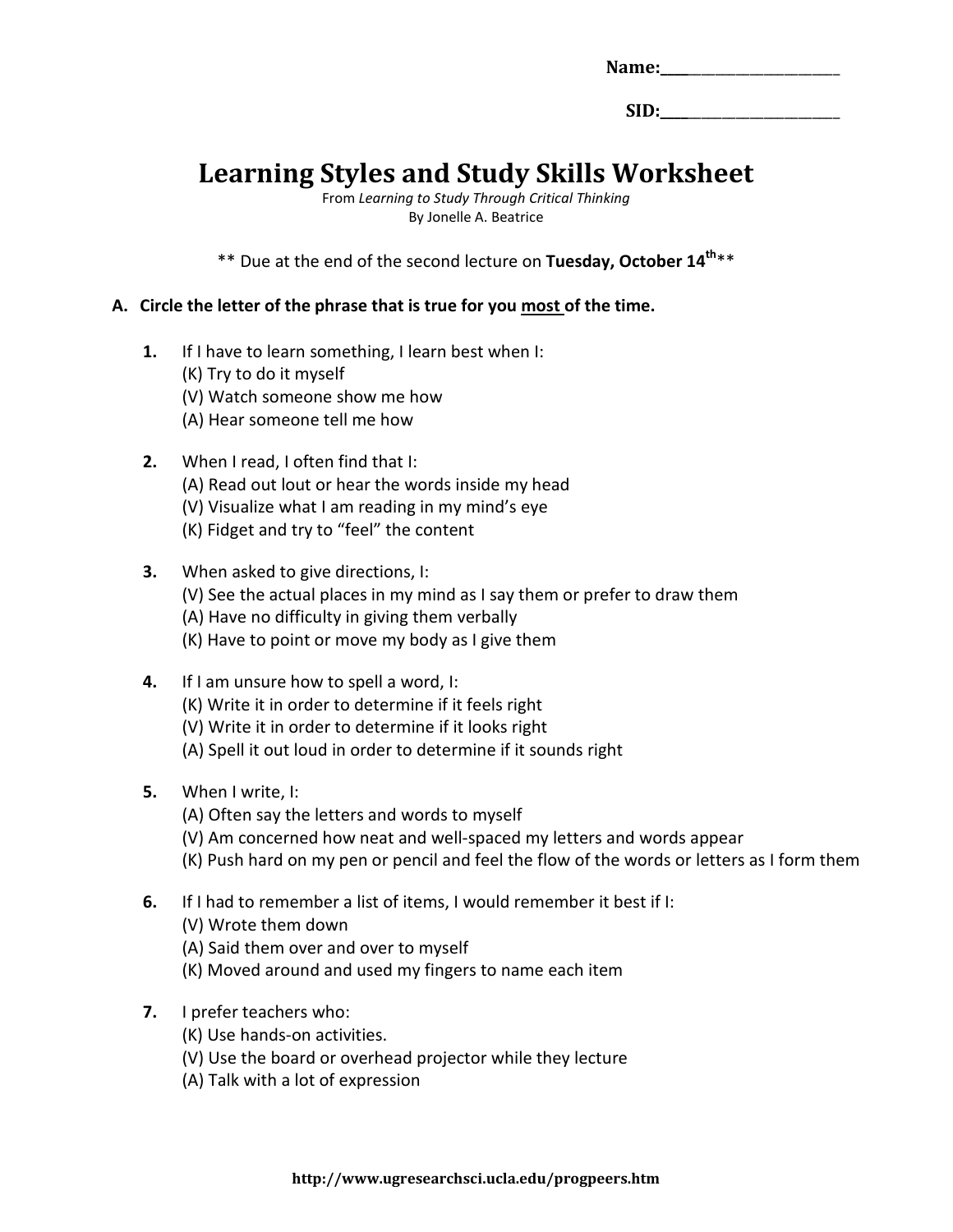Name:\_\_\_\_\_\_\_\_\_\_\_\_\_\_\_\_\_\_\_\_\_\_\_\_\_\_

SID:\_\_\_\_\_\_\_\_\_\_\_\_\_\_\_\_\_\_\_\_\_\_\_\_\_\_

# Learning Styles and Study Skills Worksheet

From *Learning to Study Through Critical Thinking*
By Jonelle A. Beatrice

** Due at the end of the second lecture on **Tuesday, October 14th****

## A. Circle the letter of the phrase that is true for you <u>most</u> of the time.

**1.** If I have to learn something, I learn best when I:
(K) Try to do it myself
(V) Watch someone show me how
(A) Hear someone tell me how

**2.** When I read, I often find that I:
(A) Read out lout or hear the words inside my head
(V) Visualize what I am reading in my mind's eye
(K) Fidget and try to "feel" the content

**3.** When asked to give directions, I:
(V) See the actual places in my mind as I say them or prefer to draw them
(A) Have no difficulty in giving them verbally
(K) Have to point or move my body as I give them

**4.** If I am unsure how to spell a word, I:
(K) Write it in order to determine if it feels right
(V) Write it in order to determine if it looks right
(A) Spell it out loud in order to determine if it sounds right

**5.** When I write, I:
(A) Often say the letters and words to myself
(V) Am concerned how neat and well-spaced my letters and words appear
(K) Push hard on my pen or pencil and feel the flow of the words or letters as I form them

**6.** If I had to remember a list of items, I would remember it best if I:
(V) Wrote them down
(A) Said them over and over to myself
(K) Moved around and used my fingers to name each item

**7.** I prefer teachers who:
(K) Use hands-on activities.
(V) Use the board or overhead projector while they lecture
(A) Talk with a lot of expression

http://www.ugresearchsci.ucla.edu/progpeers.htm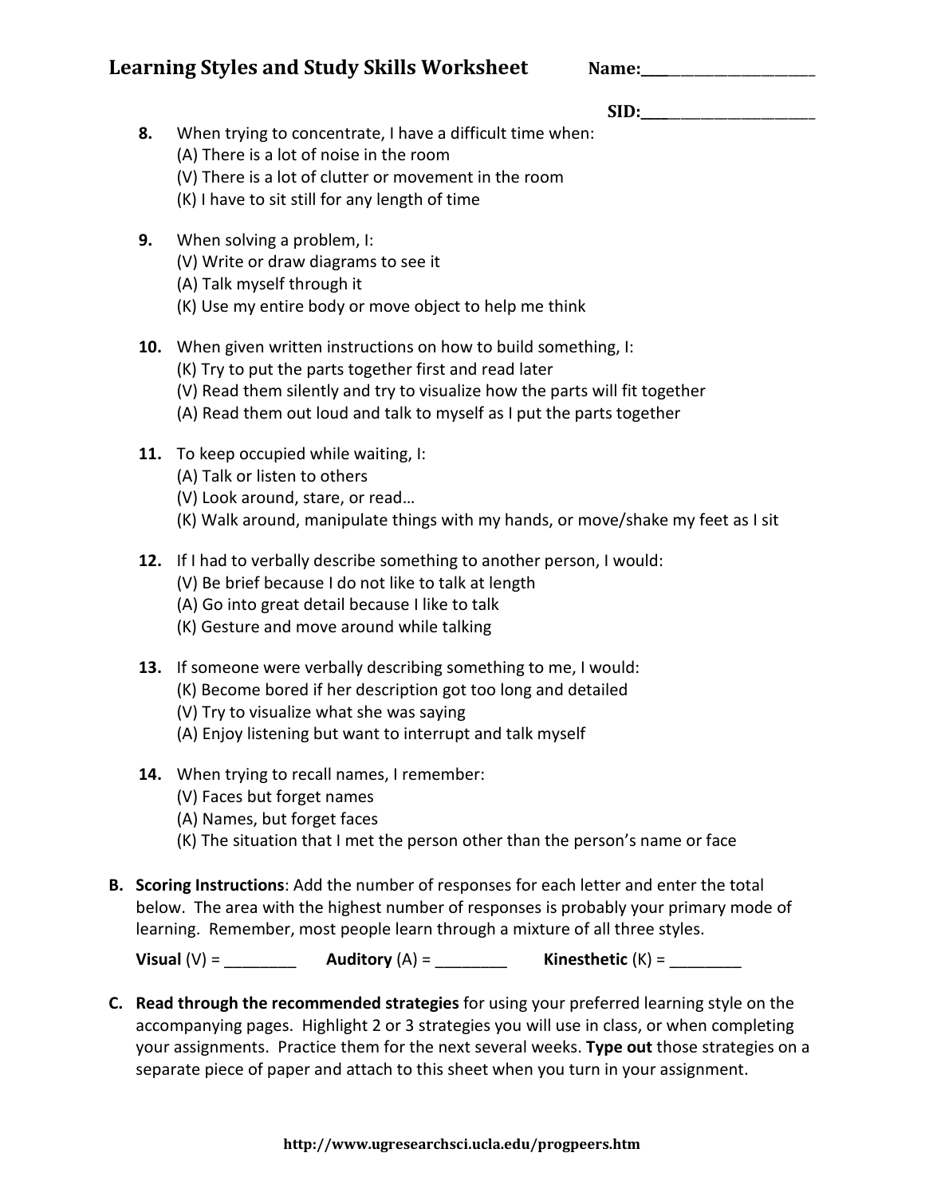# Learning Styles and Study Skills Worksheet

**Name:**\_\_\_\_\_\_\_\_\_\_\_\_\_\_\_\_\_\_\_\_\_\_

**SID:**\_\_\_\_\_\_\_\_\_\_\_\_\_\_\_\_\_\_\_\_\_\_

8. When trying to concentrate, I have a difficult time when:
   (A) There is a lot of noise in the room
   (V) There is a lot of clutter or movement in the room
   (K) I have to sit still for any length of time

9. When solving a problem, I:
   (V) Write or draw diagrams to see it
   (A) Talk myself through it
   (K) Use my entire body or move object to help me think

10. When given written instructions on how to build something, I:
    (K) Try to put the parts together first and read later
    (V) Read them silently and try to visualize how the parts will fit together
    (A) Read them out loud and talk to myself as I put the parts together

11. To keep occupied while waiting, I:
    (A) Talk or listen to others
    (V) Look around, stare, or read…
    (K) Walk around, manipulate things with my hands, or move/shake my feet as I sit

12. If I had to verbally describe something to another person, I would:
    (V) Be brief because I do not like to talk at length
    (A) Go into great detail because I like to talk
    (K) Gesture and move around while talking

13. If someone were verbally describing something to me, I would:
    (K) Become bored if her description got too long and detailed
    (V) Try to visualize what she was saying
    (A) Enjoy listening but want to interrupt and talk myself

14. When trying to recall names, I remember:
    (V) Faces but forget names
    (A) Names, but forget faces
    (K) The situation that I met the person other than the person's name or face

**B. Scoring Instructions**: Add the number of responses for each letter and enter the total below. The area with the highest number of responses is probably your primary mode of learning. Remember, most people learn through a mixture of all three styles.

**Visual** (V) = \_\_\_\_\_\_\_\_ **Auditory** (A) = \_\_\_\_\_\_\_\_ **Kinesthetic** (K) = \_\_\_\_\_\_\_\_

**C. Read through the recommended strategies** for using your preferred learning style on the accompanying pages. Highlight 2 or 3 strategies you will use in class, or when completing your assignments. Practice them for the next several weeks. **Type out** those strategies on a separate piece of paper and attach to this sheet when you turn in your assignment.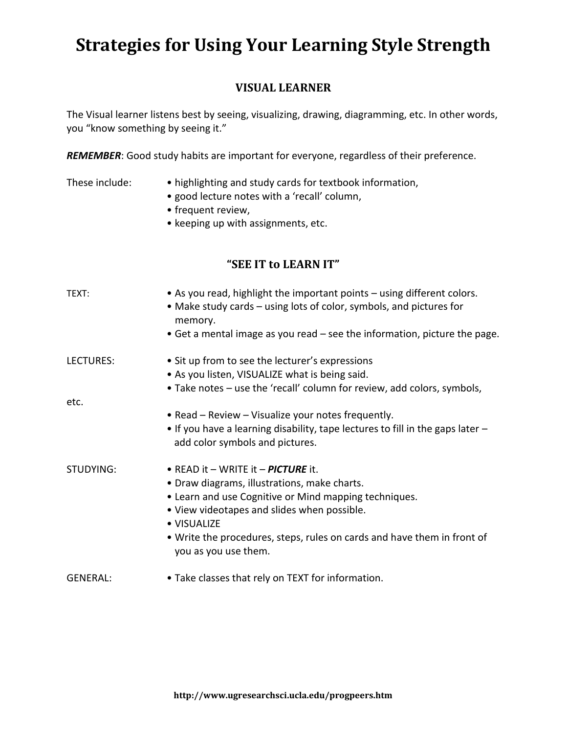# Strategies for Using Your Learning Style Strength

## VISUAL LEARNER

The Visual learner listens best by seeing, visualizing, drawing, diagramming, etc. In other words, you "know something by seeing it."

***REMEMBER***: Good study habits are important for everyone, regardless of their preference.

These include:

- highlighting and study cards for textbook information,
- good lecture notes with a 'recall' column,
- frequent review,
- keeping up with assignments, etc.

## "SEE IT to LEARN IT"

TEXT:

- As you read, highlight the important points – using different colors.
- Make study cards – using lots of color, symbols, and pictures for memory.
- Get a mental image as you read – see the information, picture the page.

LECTURES:

- Sit up from to see the lecturer's expressions
- As you listen, VISUALIZE what is being said.
- Take notes – use the 'recall' column for review, add colors, symbols, etc.
- Read – Review – Visualize your notes frequently.
- If you have a learning disability, tape lectures to fill in the gaps later – add color symbols and pictures.

STUDYING:

- READ it – WRITE it – ***PICTURE*** it.
- Draw diagrams, illustrations, make charts.
- Learn and use Cognitive or Mind mapping techniques.
- View videotapes and slides when possible.
- VISUALIZE
- Write the procedures, steps, rules on cards and have them in front of you as you use them.

GENERAL:

- Take classes that rely on TEXT for information.

**http://www.ugresearchsci.ucla.edu/progpeers.htm**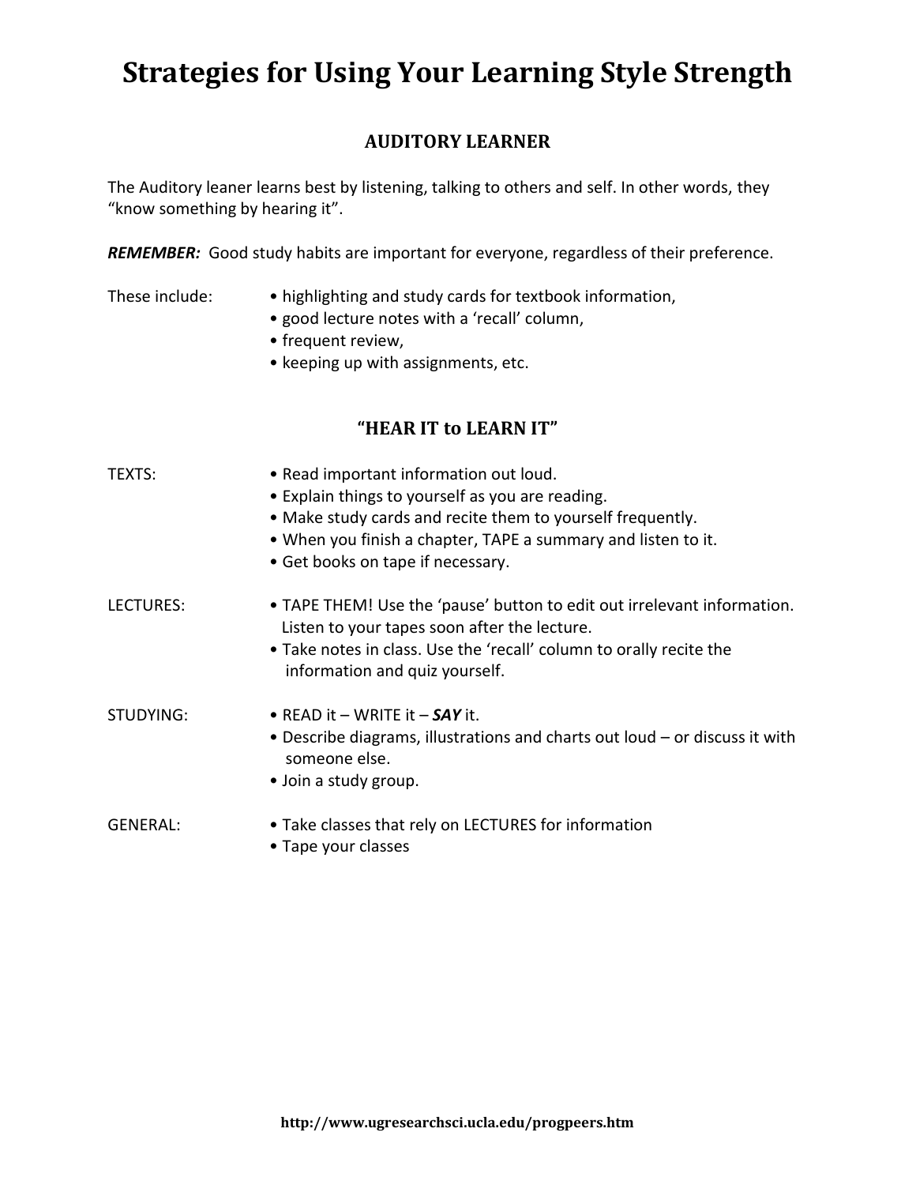# Strategies for Using Your Learning Style Strength

## AUDITORY LEARNER

The Auditory leaner learns best by listening, talking to others and self. In other words, they "know something by hearing it".

***REMEMBER:*** Good study habits are important for everyone, regardless of their preference.

These include:

- highlighting and study cards for textbook information,
- good lecture notes with a 'recall' column,
- frequent review,
- keeping up with assignments, etc.

## "HEAR IT to LEARN IT"

TEXTS:

- Read important information out loud.
- Explain things to yourself as you are reading.
- Make study cards and recite them to yourself frequently.
- When you finish a chapter, TAPE a summary and listen to it.
- Get books on tape if necessary.

LECTURES:

- TAPE THEM! Use the 'pause' button to edit out irrelevant information. Listen to your tapes soon after the lecture.
- Take notes in class. Use the 'recall' column to orally recite the information and quiz yourself.

STUDYING:

- READ it – WRITE it – ***SAY*** it.
- Describe diagrams, illustrations and charts out loud – or discuss it with someone else.
- Join a study group.

GENERAL:

- Take classes that rely on LECTURES for information
- Tape your classes

**http://www.ugresearchsci.ucla.edu/progpeers.htm**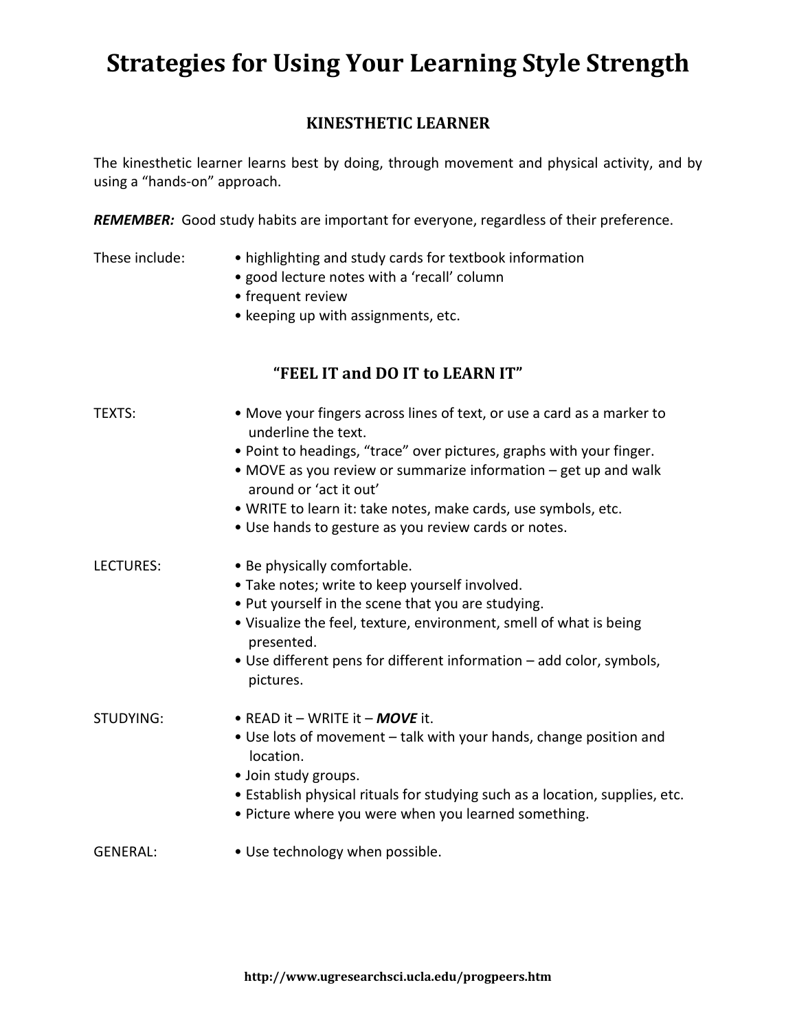# Strategies for Using Your Learning Style Strength

## KINESTHETIC LEARNER

The kinesthetic learner learns best by doing, through movement and physical activity, and by using a "hands-on" approach.

***REMEMBER:*** Good study habits are important for everyone, regardless of their preference.

These include:

- highlighting and study cards for textbook information
- good lecture notes with a 'recall' column
- frequent review
- keeping up with assignments, etc.

## "FEEL IT and DO IT to LEARN IT"

TEXTS:

- Move your fingers across lines of text, or use a card as a marker to underline the text.
- Point to headings, "trace" over pictures, graphs with your finger.
- MOVE as you review or summarize information – get up and walk around or 'act it out'
- WRITE to learn it: take notes, make cards, use symbols, etc.
- Use hands to gesture as you review cards or notes.

LECTURES:

- Be physically comfortable.
- Take notes; write to keep yourself involved.
- Put yourself in the scene that you are studying.
- Visualize the feel, texture, environment, smell of what is being presented.
- Use different pens for different information – add color, symbols, pictures.

STUDYING:

- READ it – WRITE it – ***MOVE*** it.
- Use lots of movement – talk with your hands, change position and location.
- Join study groups.
- Establish physical rituals for studying such as a location, supplies, etc.
- Picture where you were when you learned something.

GENERAL:

- Use technology when possible.

**http://www.ugresearchsci.ucla.edu/progpeers.htm**